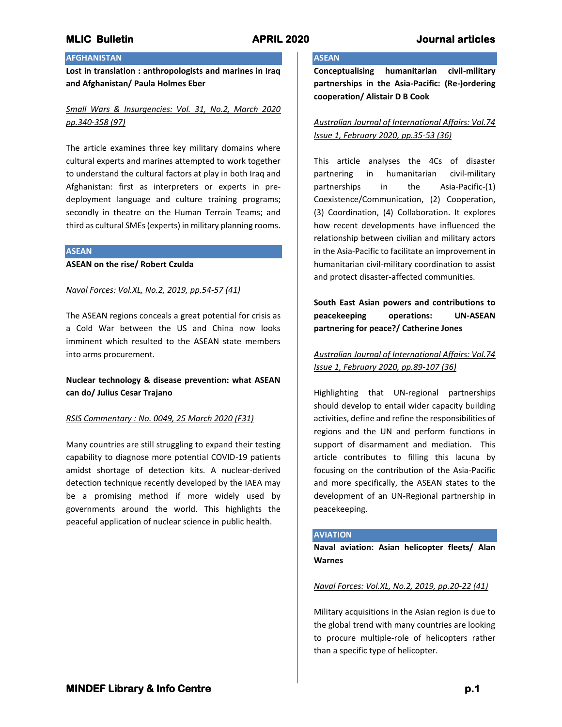## AFGHANISTAN

**Lost in translation : anthropologists and marines in Iraq and Afghanistan/ Paula Holmes Eber**

*Small Wars & Insurgencies: Vol. 31, No.2, March 2020 pp.340-358 (97)*

The article examines three key military domains where cultural experts and marines attempted to work together to understand the cultural factors at play in both Iraq and Afghanistan: first as interpreters or experts in pre-deployment language and culture training programs; secondly in theatre on the Human Terrain Teams; and third as cultural SMEs (experts) in military planning rooms.

## ASEAN

**ASEAN on the rise/ Robert Czulda**

*Naval Forces: Vol.XL, No.2, 2019, pp.54-57 (41)*

The ASEAN regions conceals a great potential for crisis as a Cold War between the US and China now looks imminent which resulted to the ASEAN state members into arms procurement.

**Nuclear technology & disease prevention: what ASEAN can do/ Julius Cesar Trajano**

*RSIS Commentary : No. 0049, 25 March 2020 (F31)*

Many countries are still struggling to expand their testing capability to diagnose more potential COVID-19 patients amidst shortage of detection kits. A nuclear-derived detection technique recently developed by the IAEA may be a promising method if more widely used by governments around the world. This highlights the peaceful application of nuclear science in public health.

## ASEAN

**Conceptualising humanitarian civil-military partnerships in the Asia-Pacific: (Re-)ordering cooperation/ Alistair D B Cook**

*Australian Journal of International Affairs: Vol.74 Issue 1, February 2020, pp.35-53 (36)*

This article analyses the 4Cs of disaster partnering in humanitarian civil-military partnerships in the Asia-Pacific-(1) Coexistence/Communication, (2) Cooperation, (3) Coordination, (4) Collaboration. It explores how recent developments have influenced the relationship between civilian and military actors in the Asia-Pacific to facilitate an improvement in humanitarian civil-military coordination to assist and protect disaster-affected communities.

**South East Asian powers and contributions to peacekeeping operations: UN-ASEAN partnering for peace?/ Catherine Jones**

*Australian Journal of International Affairs: Vol.74 Issue 1, February 2020, pp.89-107 (36)*

Highlighting that UN-regional partnerships should develop to entail wider capacity building activities, define and refine the responsibilities of regions and the UN and perform functions in support of disarmament and mediation. This article contributes to filling this lacuna by focusing on the contribution of the Asia-Pacific and more specifically, the ASEAN states to the development of an UN-Regional partnership in peacekeeping.

## AVIATION

**Naval aviation: Asian helicopter fleets/ Alan Warnes**

*Naval Forces: Vol.XL, No.2, 2019, pp.20-22 (41)*

Military acquisitions in the Asian region is due to the global trend with many countries are looking to procure multiple-role of helicopters rather than a specific type of helicopter.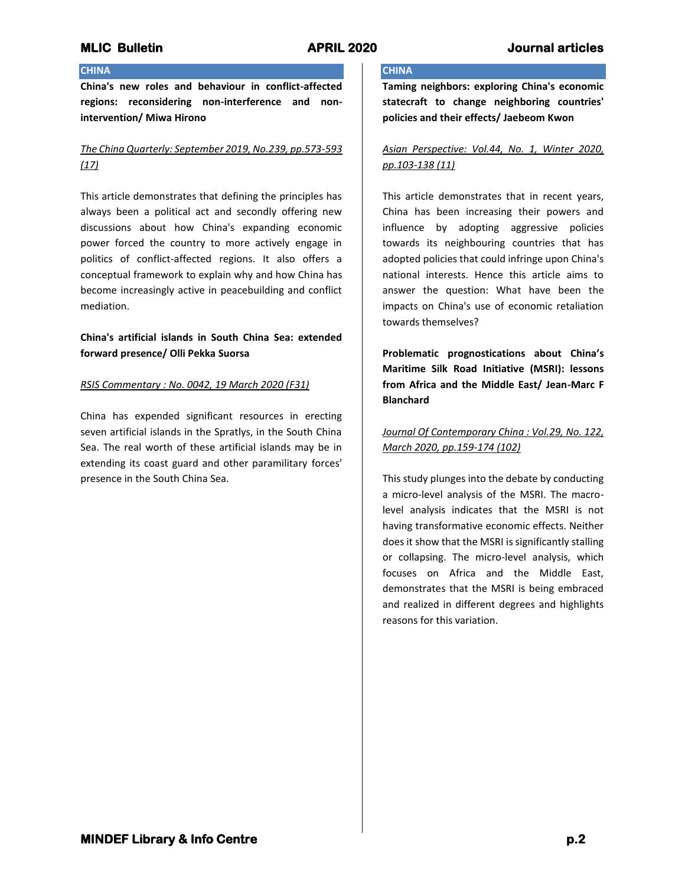## CHINA

**China's new roles and behaviour in conflict-affected regions: reconsidering non-interference and non-intervention/ Miwa Hirono**

*The China Quarterly: September 2019, No.239, pp.573-593 (17)*

This article demonstrates that defining the principles has always been a political act and secondly offering new discussions about how China's expanding economic power forced the country to more actively engage in politics of conflict-affected regions. It also offers a conceptual framework to explain why and how China has become increasingly active in peacebuilding and conflict mediation.

**China's artificial islands in South China Sea: extended forward presence/ Olli Pekka Suorsa**

*RSIS Commentary : No. 0042, 19 March 2020 (F31)*

China has expended significant resources in erecting seven artificial islands in the Spratlys, in the South China Sea. The real worth of these artificial islands may be in extending its coast guard and other paramilitary forces' presence in the South China Sea.

## CHINA

**Taming neighbors: exploring China's economic statecraft to change neighboring countries' policies and their effects/ Jaebeom Kwon**

*Asian Perspective: Vol.44, No. 1, Winter 2020, pp.103-138 (11)*

This article demonstrates that in recent years, China has been increasing their powers and influence by adopting aggressive policies towards its neighbouring countries that has adopted policies that could infringe upon China's national interests. Hence this article aims to answer the question: What have been the impacts on China's use of economic retaliation towards themselves?

**Problematic prognostications about China's Maritime Silk Road Initiative (MSRI): lessons from Africa and the Middle East/ Jean-Marc F Blanchard**

*Journal Of Contemporary China : Vol.29, No. 122, March 2020, pp.159-174 (102)*

This study plunges into the debate by conducting a micro-level analysis of the MSRI. The macro-level analysis indicates that the MSRI is not having transformative economic effects. Neither does it show that the MSRI is significantly stalling or collapsing. The micro-level analysis, which focuses on Africa and the Middle East, demonstrates that the MSRI is being embraced and realized in different degrees and highlights reasons for this variation.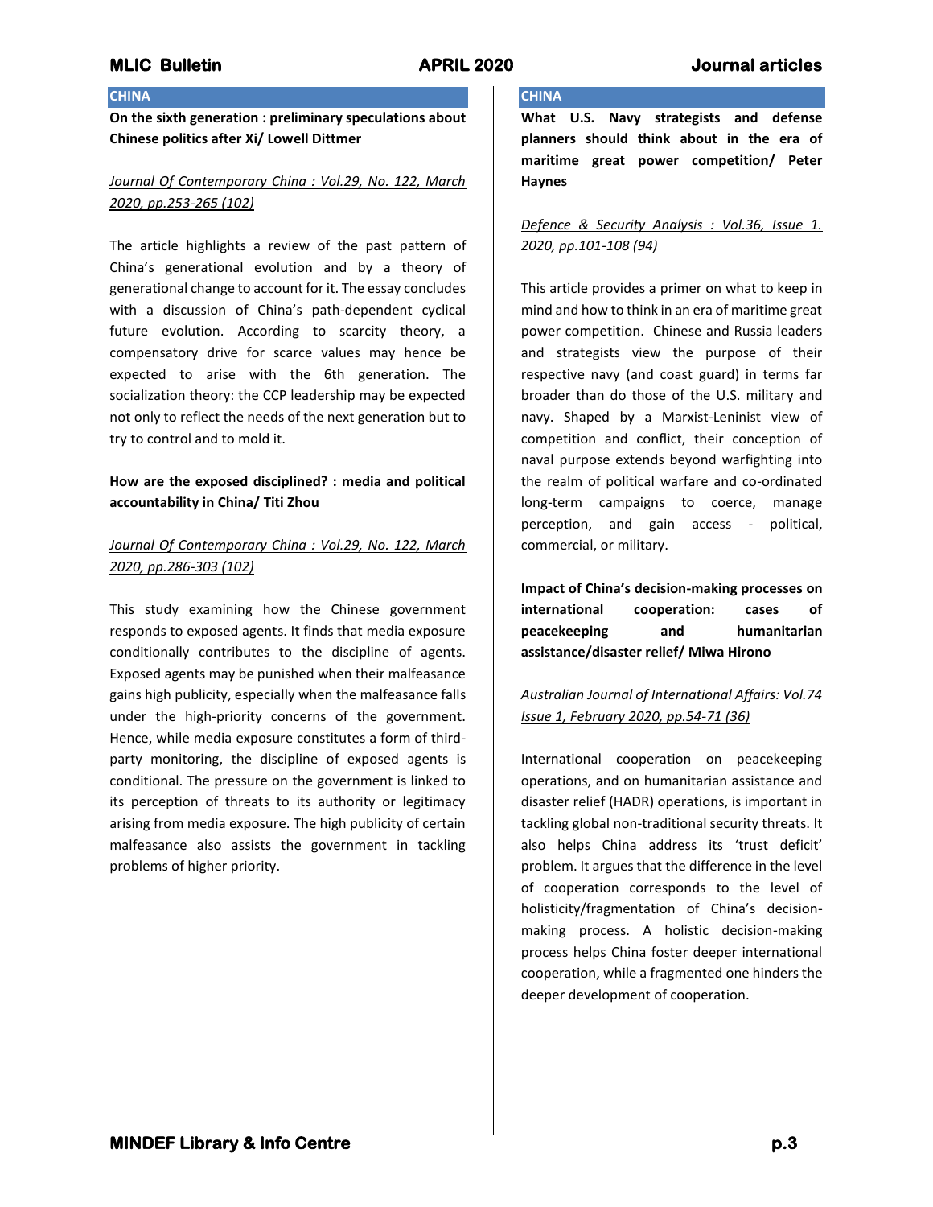## CHINA

**On the sixth generation : preliminary speculations about Chinese politics after Xi/ Lowell Dittmer**

*Journal Of Contemporary China : Vol.29, No. 122, March 2020, pp.253-265 (102)*

The article highlights a review of the past pattern of China's generational evolution and by a theory of generational change to account for it. The essay concludes with a discussion of China's path-dependent cyclical future evolution. According to scarcity theory, a compensatory drive for scarce values may hence be expected to arise with the 6th generation. The socialization theory: the CCP leadership may be expected not only to reflect the needs of the next generation but to try to control and to mold it.

**How are the exposed disciplined? : media and political accountability in China/ Titi Zhou**

*Journal Of Contemporary China : Vol.29, No. 122, March 2020, pp.286-303 (102)*

This study examining how the Chinese government responds to exposed agents. It finds that media exposure conditionally contributes to the discipline of agents. Exposed agents may be punished when their malfeasance gains high publicity, especially when the malfeasance falls under the high-priority concerns of the government. Hence, while media exposure constitutes a form of third-party monitoring, the discipline of exposed agents is conditional. The pressure on the government is linked to its perception of threats to its authority or legitimacy arising from media exposure. The high publicity of certain malfeasance also assists the government in tackling problems of higher priority.

## CHINA

**What U.S. Navy strategists and defense planners should think about in the era of maritime great power competition/ Peter Haynes**

*Defence & Security Analysis : Vol.36, Issue 1. 2020, pp.101-108 (94)*

This article provides a primer on what to keep in mind and how to think in an era of maritime great power competition. Chinese and Russia leaders and strategists view the purpose of their respective navy (and coast guard) in terms far broader than do those of the U.S. military and navy. Shaped by a Marxist-Leninist view of competition and conflict, their conception of naval purpose extends beyond warfighting into the realm of political warfare and co-ordinated long-term campaigns to coerce, manage perception, and gain access - political, commercial, or military.

**Impact of China's decision-making processes on international cooperation: cases of peacekeeping and humanitarian assistance/disaster relief/ Miwa Hirono**

*Australian Journal of International Affairs: Vol.74 Issue 1, February 2020, pp.54-71 (36)*

International cooperation on peacekeeping operations, and on humanitarian assistance and disaster relief (HADR) operations, is important in tackling global non-traditional security threats. It also helps China address its 'trust deficit' problem. It argues that the difference in the level of cooperation corresponds to the level of holisticity/fragmentation of China's decision-making process. A holistic decision-making process helps China foster deeper international cooperation, while a fragmented one hinders the deeper development of cooperation.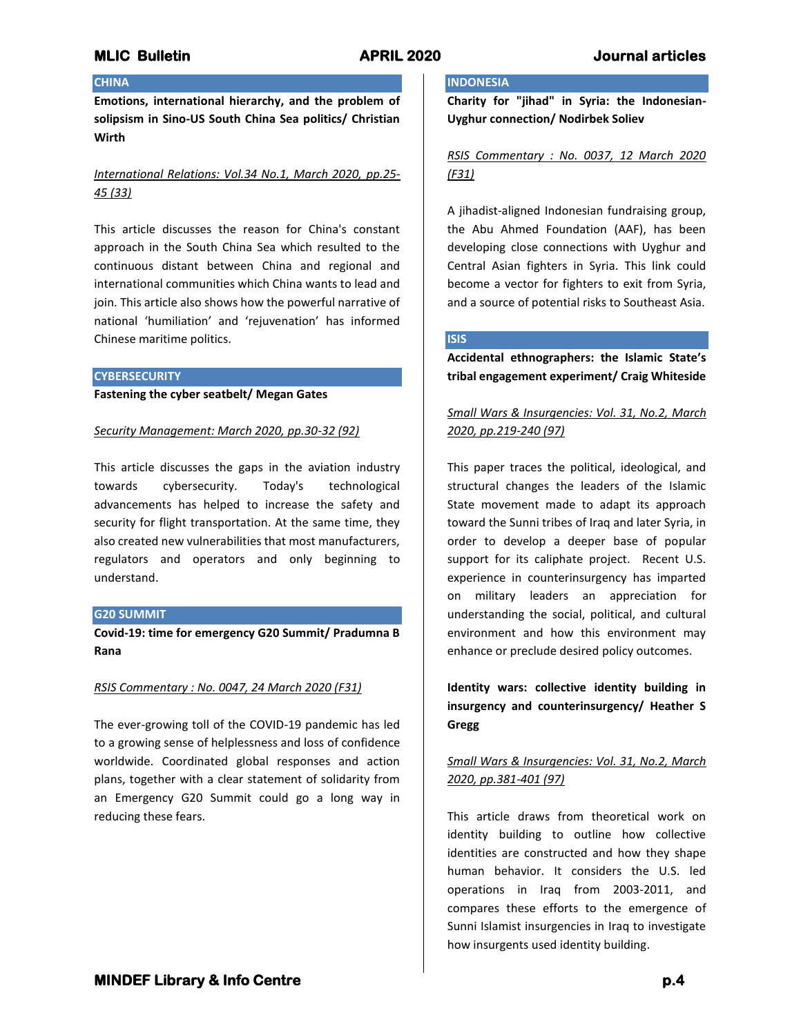## CHINA

**Emotions, international hierarchy, and the problem of solipsism in Sino-US South China Sea politics/ Christian Wirth**

*International Relations: Vol.34 No.1, March 2020, pp.25-45 (33)*

This article discusses the reason for China's constant approach in the South China Sea which resulted to the continuous distant between China and regional and international communities which China wants to lead and join. This article also shows how the powerful narrative of national 'humiliation' and 'rejuvenation' has informed Chinese maritime politics.

## CYBERSECURITY

**Fastening the cyber seatbelt/ Megan Gates**

*Security Management: March 2020, pp.30-32 (92)*

This article discusses the gaps in the aviation industry towards cybersecurity. Today's technological advancements has helped to increase the safety and security for flight transportation. At the same time, they also created new vulnerabilities that most manufacturers, regulators and operators and only beginning to understand.

## G20 SUMMIT

**Covid-19: time for emergency G20 Summit/ Pradumna B Rana**

*RSIS Commentary : No. 0047, 24 March 2020 (F31)*

The ever-growing toll of the COVID-19 pandemic has led to a growing sense of helplessness and loss of confidence worldwide. Coordinated global responses and action plans, together with a clear statement of solidarity from an Emergency G20 Summit could go a long way in reducing these fears.

## INDONESIA

**Charity for "jihad" in Syria: the Indonesian-Uyghur connection/ Nodirbek Soliev**

*RSIS Commentary : No. 0037, 12 March 2020 (F31)*

A jihadist-aligned Indonesian fundraising group, the Abu Ahmed Foundation (AAF), has been developing close connections with Uyghur and Central Asian fighters in Syria. This link could become a vector for fighters to exit from Syria, and a source of potential risks to Southeast Asia.

## ISIS

**Accidental ethnographers: the Islamic State's tribal engagement experiment/ Craig Whiteside**

*Small Wars & Insurgencies: Vol. 31, No.2, March 2020, pp.219-240 (97)*

This paper traces the political, ideological, and structural changes the leaders of the Islamic State movement made to adapt its approach toward the Sunni tribes of Iraq and later Syria, in order to develop a deeper base of popular support for its caliphate project. Recent U.S. experience in counterinsurgency has imparted on military leaders an appreciation for understanding the social, political, and cultural environment and how this environment may enhance or preclude desired policy outcomes.

**Identity wars: collective identity building in insurgency and counterinsurgency/ Heather S Gregg**

*Small Wars & Insurgencies: Vol. 31, No.2, March 2020, pp.381-401 (97)*

This article draws from theoretical work on identity building to outline how collective identities are constructed and how they shape human behavior. It considers the U.S. led operations in Iraq from 2003-2011, and compares these efforts to the emergence of Sunni Islamist insurgencies in Iraq to investigate how insurgents used identity building.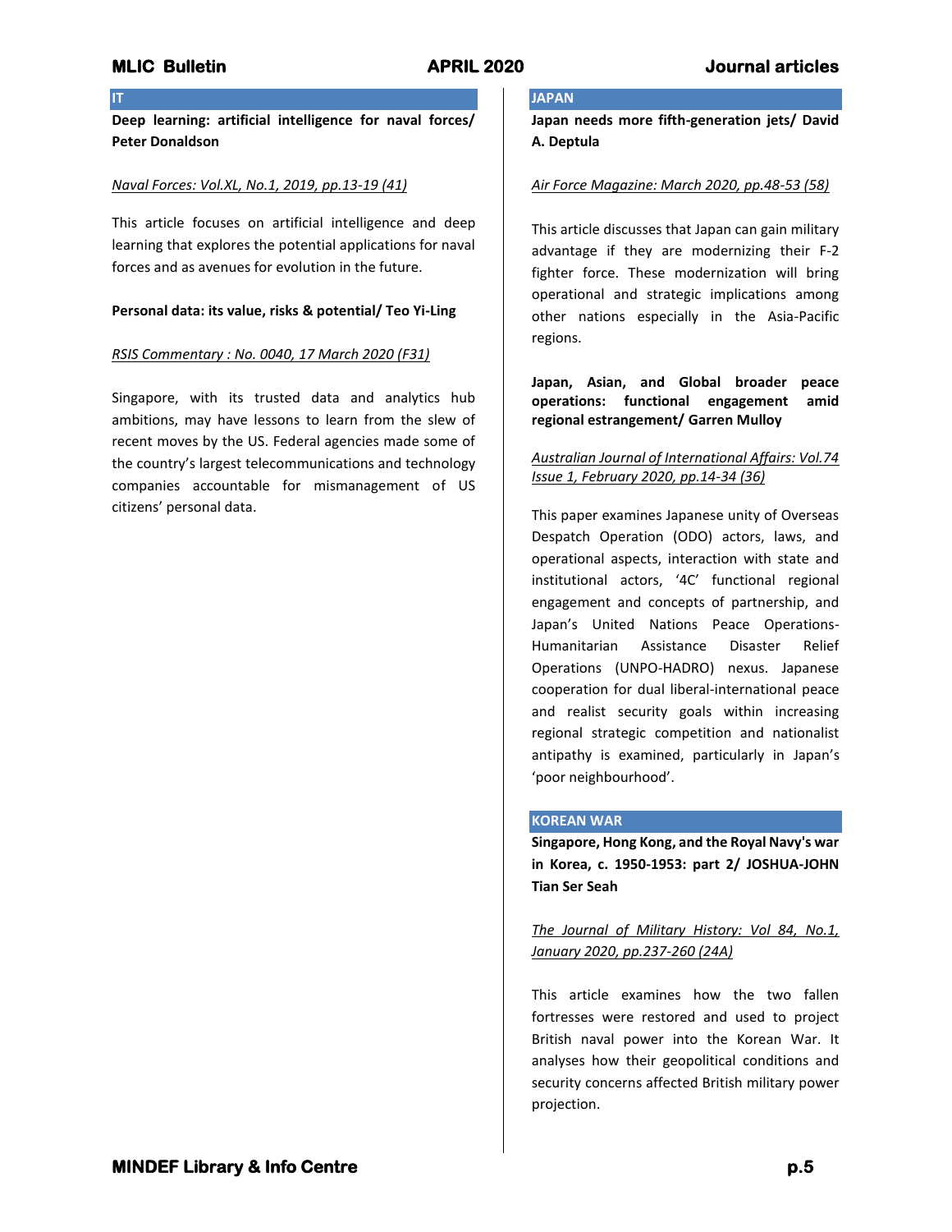## IT

**Deep learning: artificial intelligence for naval forces/ Peter Donaldson**

*Naval Forces: Vol.XL, No.1, 2019, pp.13-19 (41)*

This article focuses on artificial intelligence and deep learning that explores the potential applications for naval forces and as avenues for evolution in the future.

**Personal data: its value, risks & potential/ Teo Yi-Ling**

*RSIS Commentary : No. 0040, 17 March 2020 (F31)*

Singapore, with its trusted data and analytics hub ambitions, may have lessons to learn from the slew of recent moves by the US. Federal agencies made some of the country's largest telecommunications and technology companies accountable for mismanagement of US citizens' personal data.

## JAPAN

**Japan needs more fifth-generation jets/ David A. Deptula**

*Air Force Magazine: March 2020, pp.48-53 (58)*

This article discusses that Japan can gain military advantage if they are modernizing their F-2 fighter force. These modernization will bring operational and strategic implications among other nations especially in the Asia-Pacific regions.

**Japan, Asian, and Global broader peace operations: functional engagement amid regional estrangement/ Garren Mulloy**

*Australian Journal of International Affairs: Vol.74 Issue 1, February 2020, pp.14-34 (36)*

This paper examines Japanese unity of Overseas Despatch Operation (ODO) actors, laws, and operational aspects, interaction with state and institutional actors, '4C' functional regional engagement and concepts of partnership, and Japan's United Nations Peace Operations-Humanitarian Assistance Disaster Relief Operations (UNPO-HADRO) nexus. Japanese cooperation for dual liberal-international peace and realist security goals within increasing regional strategic competition and nationalist antipathy is examined, particularly in Japan's 'poor neighbourhood'.

## KOREAN WAR

**Singapore, Hong Kong, and the Royal Navy's war in Korea, c. 1950-1953: part 2/ JOSHUA-JOHN Tian Ser Seah**

*The Journal of Military History: Vol 84, No.1, January 2020, pp.237-260 (24A)*

This article examines how the two fallen fortresses were restored and used to project British naval power into the Korean War. It analyses how their geopolitical conditions and security concerns affected British military power projection.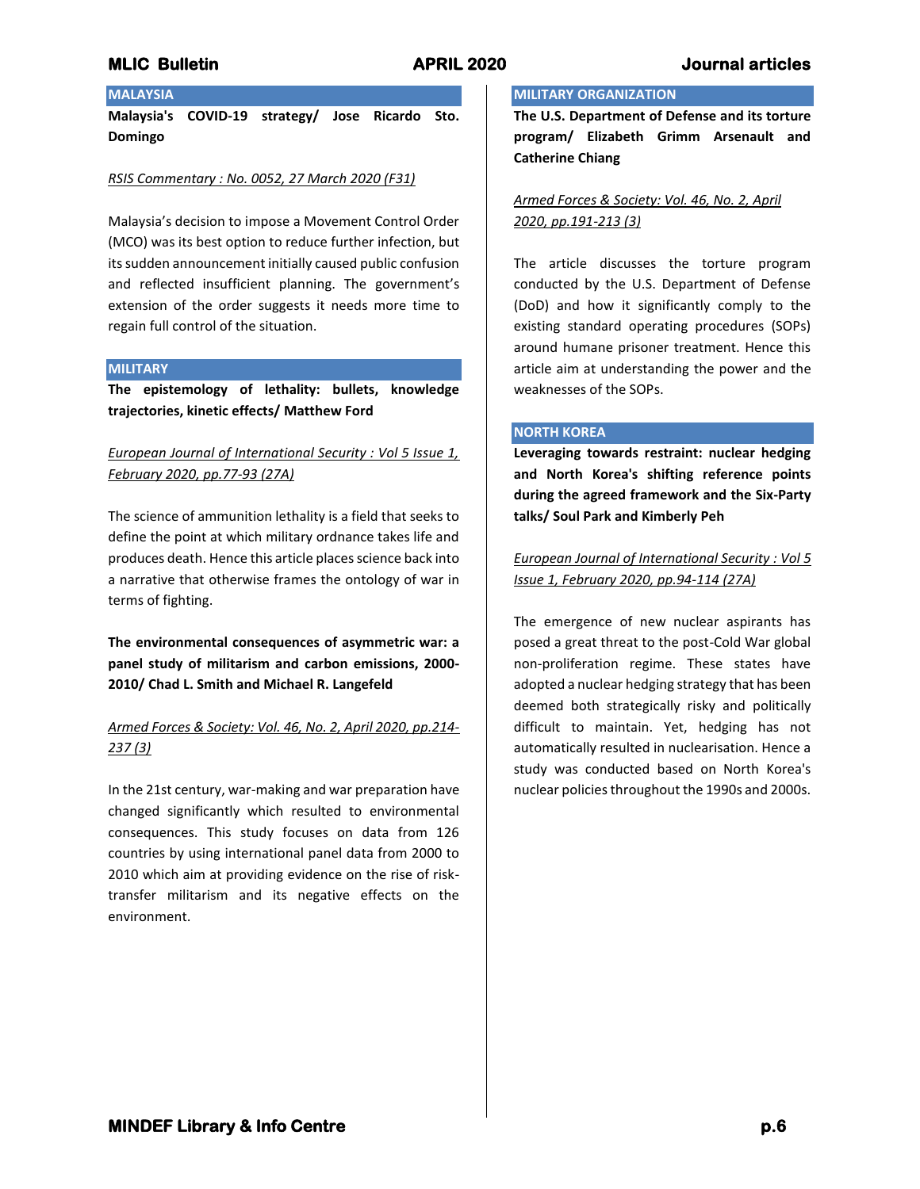## MALAYSIA

**Malaysia's COVID-19 strategy/ Jose Ricardo Sto. Domingo**

*RSIS Commentary : No. 0052, 27 March 2020 (F31)*

Malaysia's decision to impose a Movement Control Order (MCO) was its best option to reduce further infection, but its sudden announcement initially caused public confusion and reflected insufficient planning. The government's extension of the order suggests it needs more time to regain full control of the situation.

## MILITARY

**The epistemology of lethality: bullets, knowledge trajectories, kinetic effects/ Matthew Ford**

*European Journal of International Security : Vol 5 Issue 1, February 2020, pp.77-93 (27A)*

The science of ammunition lethality is a field that seeks to define the point at which military ordnance takes life and produces death. Hence this article places science back into a narrative that otherwise frames the ontology of war in terms of fighting.

**The environmental consequences of asymmetric war: a panel study of militarism and carbon emissions, 2000-2010/ Chad L. Smith and Michael R. Langefeld**

*Armed Forces & Society: Vol. 46, No. 2, April 2020, pp.214-237 (3)*

In the 21st century, war-making and war preparation have changed significantly which resulted to environmental consequences. This study focuses on data from 126 countries by using international panel data from 2000 to 2010 which aim at providing evidence on the rise of risk-transfer militarism and its negative effects on the environment.

## MILITARY ORGANIZATION

**The U.S. Department of Defense and its torture program/ Elizabeth Grimm Arsenault and Catherine Chiang**

*Armed Forces & Society: Vol. 46, No. 2, April 2020, pp.191-213 (3)*

The article discusses the torture program conducted by the U.S. Department of Defense (DoD) and how it significantly comply to the existing standard operating procedures (SOPs) around humane prisoner treatment. Hence this article aim at understanding the power and the weaknesses of the SOPs.

## NORTH KOREA

**Leveraging towards restraint: nuclear hedging and North Korea's shifting reference points during the agreed framework and the Six-Party talks/ Soul Park and Kimberly Peh**

*European Journal of International Security : Vol 5 Issue 1, February 2020, pp.94-114 (27A)*

The emergence of new nuclear aspirants has posed a great threat to the post-Cold War global non-proliferation regime. These states have adopted a nuclear hedging strategy that has been deemed both strategically risky and politically difficult to maintain. Yet, hedging has not automatically resulted in nuclearisation. Hence a study was conducted based on North Korea's nuclear policies throughout the 1990s and 2000s.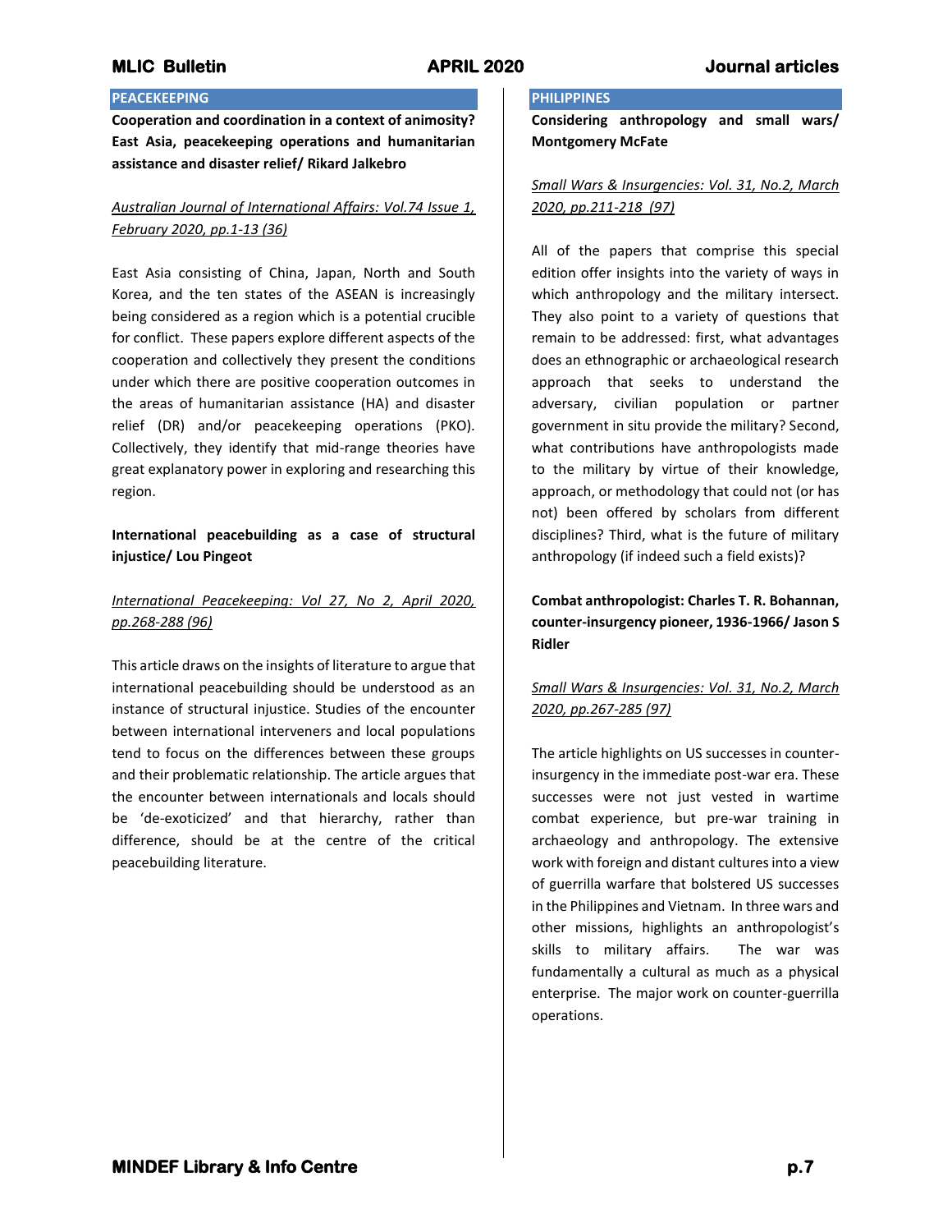## PEACEKEEPING

**Cooperation and coordination in a context of animosity? East Asia, peacekeeping operations and humanitarian assistance and disaster relief/ Rikard Jalkebro**

*Australian Journal of International Affairs: Vol.74 Issue 1, February 2020, pp.1-13 (36)*

East Asia consisting of China, Japan, North and South Korea, and the ten states of the ASEAN is increasingly being considered as a region which is a potential crucible for conflict. These papers explore different aspects of the cooperation and collectively they present the conditions under which there are positive cooperation outcomes in the areas of humanitarian assistance (HA) and disaster relief (DR) and/or peacekeeping operations (PKO). Collectively, they identify that mid-range theories have great explanatory power in exploring and researching this region.

**International peacebuilding as a case of structural injustice/ Lou Pingeot**

*International Peacekeeping: Vol 27, No 2, April 2020, pp.268-288 (96)*

This article draws on the insights of literature to argue that international peacebuilding should be understood as an instance of structural injustice. Studies of the encounter between international interveners and local populations tend to focus on the differences between these groups and their problematic relationship. The article argues that the encounter between internationals and locals should be 'de-exoticized' and that hierarchy, rather than difference, should be at the centre of the critical peacebuilding literature.

## PHILIPPINES

**Considering anthropology and small wars/ Montgomery McFate**

*Small Wars & Insurgencies: Vol. 31, No.2, March 2020, pp.211-218 (97)*

All of the papers that comprise this special edition offer insights into the variety of ways in which anthropology and the military intersect. They also point to a variety of questions that remain to be addressed: first, what advantages does an ethnographic or archaeological research approach that seeks to understand the adversary, civilian population or partner government in situ provide the military? Second, what contributions have anthropologists made to the military by virtue of their knowledge, approach, or methodology that could not (or has not) been offered by scholars from different disciplines? Third, what is the future of military anthropology (if indeed such a field exists)?

**Combat anthropologist: Charles T. R. Bohannan, counter-insurgency pioneer, 1936-1966/ Jason S Ridler**

*Small Wars & Insurgencies: Vol. 31, No.2, March 2020, pp.267-285 (97)*

The article highlights on US successes in counter-insurgency in the immediate post-war era. These successes were not just vested in wartime combat experience, but pre-war training in archaeology and anthropology. The extensive work with foreign and distant cultures into a view of guerrilla warfare that bolstered US successes in the Philippines and Vietnam. In three wars and other missions, highlights an anthropologist's skills to military affairs. The war was fundamentally a cultural as much as a physical enterprise. The major work on counter-guerrilla operations.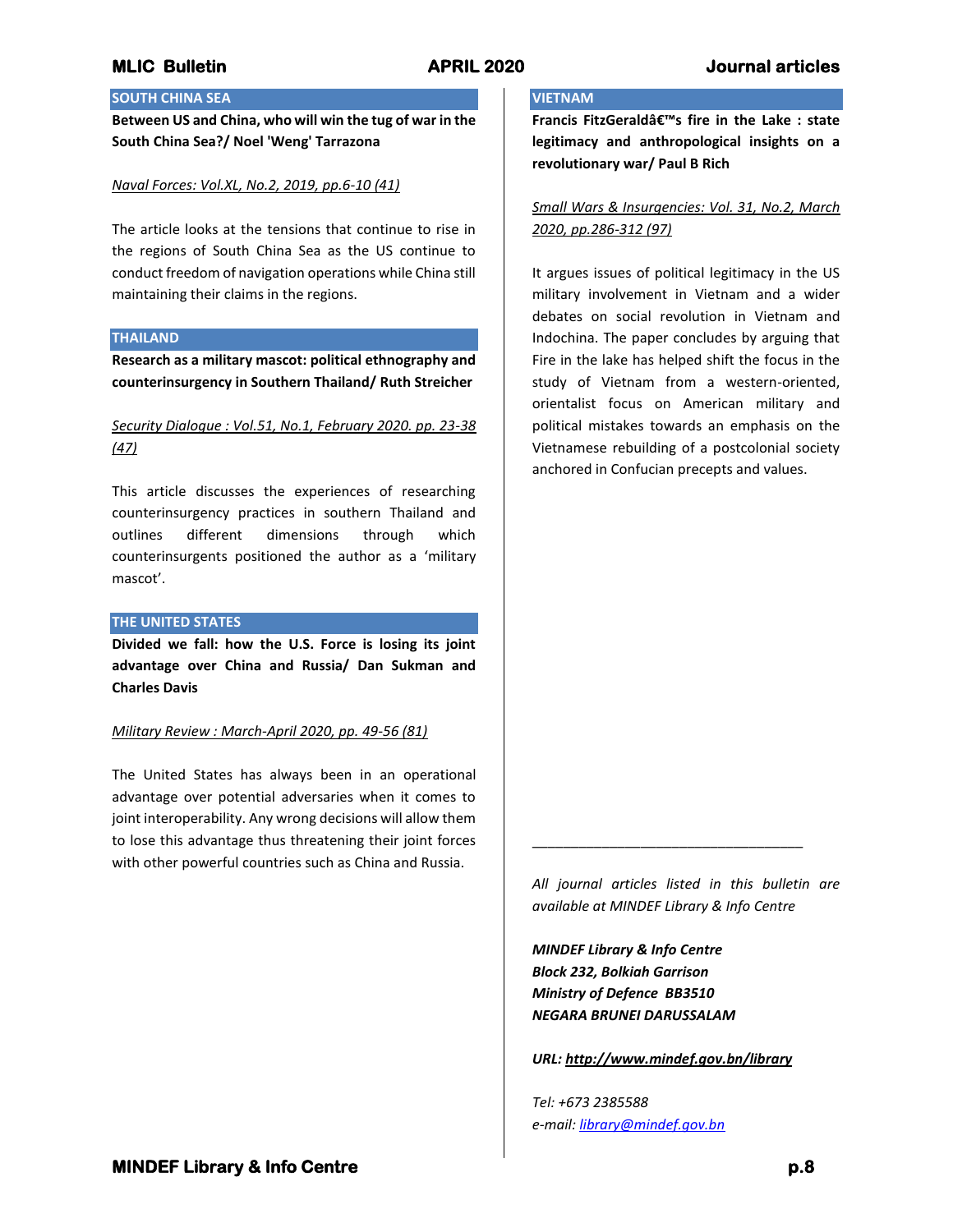## SOUTH CHINA SEA

**Between US and China, who will win the tug of war in the South China Sea?/ Noel 'Weng' Tarrazona**

*Naval Forces: Vol.XL, No.2, 2019, pp.6-10 (41)*

The article looks at the tensions that continue to rise in the regions of South China Sea as the US continue to conduct freedom of navigation operations while China still maintaining their claims in the regions.

## THAILAND

**Research as a military mascot: political ethnography and counterinsurgency in Southern Thailand/ Ruth Streicher**

*Security Dialogue : Vol.51, No.1, February 2020. pp. 23-38 (47)*

This article discusses the experiences of researching counterinsurgency practices in southern Thailand and outlines different dimensions through which counterinsurgents positioned the author as a 'military mascot'.

## THE UNITED STATES

**Divided we fall: how the U.S. Force is losing its joint advantage over China and Russia/ Dan Sukman and Charles Davis**

*Military Review : March-April 2020, pp. 49-56 (81)*

The United States has always been in an operational advantage over potential adversaries when it comes to joint interoperability. Any wrong decisions will allow them to lose this advantage thus threatening their joint forces with other powerful countries such as China and Russia.

## VIETNAM

**Francis FitzGeraldâ€™s fire in the Lake : state legitimacy and anthropological insights on a revolutionary war/ Paul B Rich**

*Small Wars & Insurgencies: Vol. 31, No.2, March 2020, pp.286-312 (97)*

It argues issues of political legitimacy in the US military involvement in Vietnam and a wider debates on social revolution in Vietnam and Indochina. The paper concludes by arguing that Fire in the lake has helped shift the focus in the study of Vietnam from a western-oriented, orientalist focus on American military and political mistakes towards an emphasis on the Vietnamese rebuilding of a postcolonial society anchored in Confucian precepts and values.

---

*All journal articles listed in this bulletin are available at MINDEF Library & Info Centre*

***MINDEF Library & Info Centre***
***Block 232, Bolkiah Garrison***
***Ministry of Defence BB3510***
***NEGARA BRUNEI DARUSSALAM***

***URL: http://www.mindef.gov.bn/library***

*Tel: +673 2385588*
*e-mail: library@mindef.gov.bn*